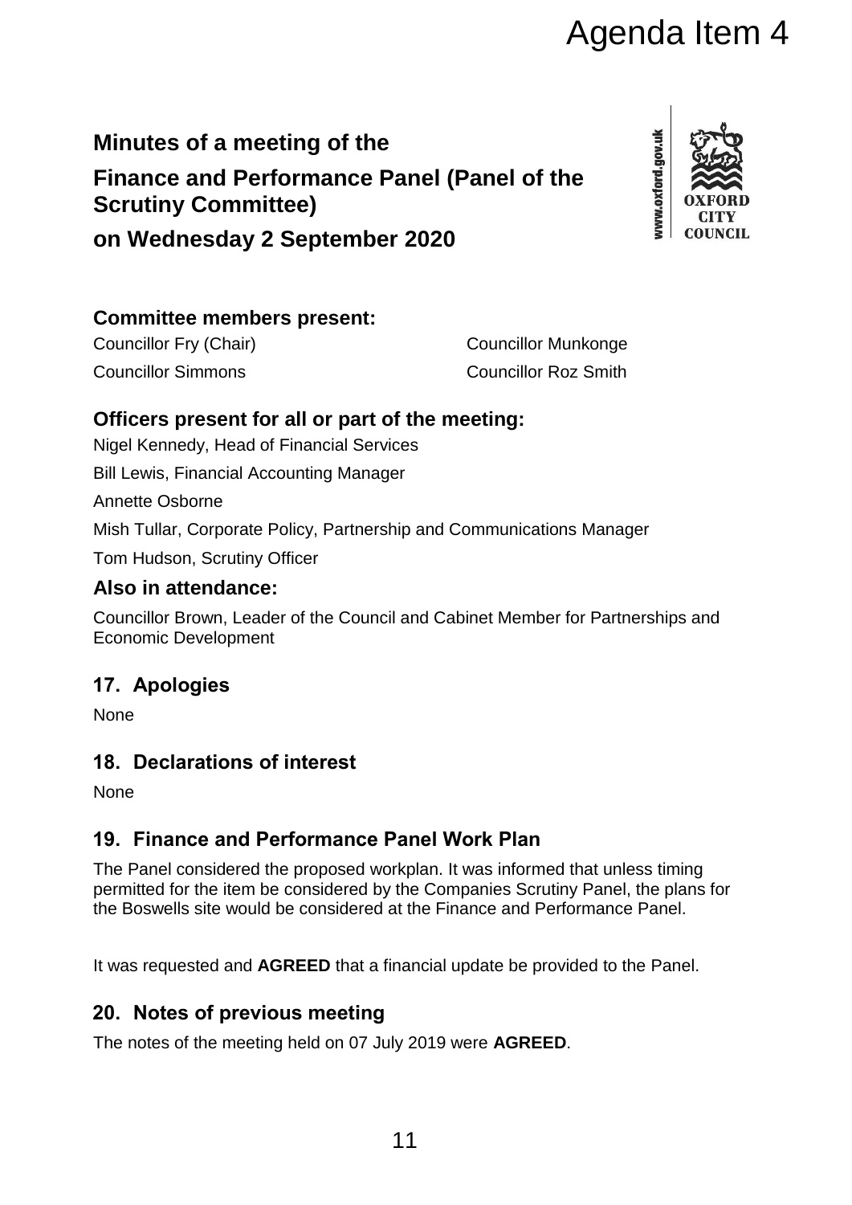Agenda Item 4

# Minutes of a meeting of the

# Finance and Performance Panel (Panel of the Scrutiny Committee)

# on Wednesday 2 September 2020

## Committee members present:

Councillor Fry (Chair)

Councillor Munkonge

Councillor Simmons

Councillor Roz Smith

## Officers present for all or part of the meeting:

Nigel Kennedy, Head of Financial Services

Bill Lewis, Financial Accounting Manager

Annette Osborne

Mish Tullar, Corporate Policy, Partnership and Communications Manager

Tom Hudson, Scrutiny Officer

## Also in attendance:

Councillor Brown, Leader of the Council and Cabinet Member for Partnerships and Economic Development

## 17. Apologies

None

## 18. Declarations of interest

None

## 19. Finance and Performance Panel Work Plan

The Panel considered the proposed workplan. It was informed that unless timing permitted for the item be considered by the Companies Scrutiny Panel, the plans for the Boswells site would be considered at the Finance and Performance Panel.

It was requested and **AGREED** that a financial update be provided to the Panel.

## 20. Notes of previous meeting

The notes of the meeting held on 07 July 2019 were **AGREED**.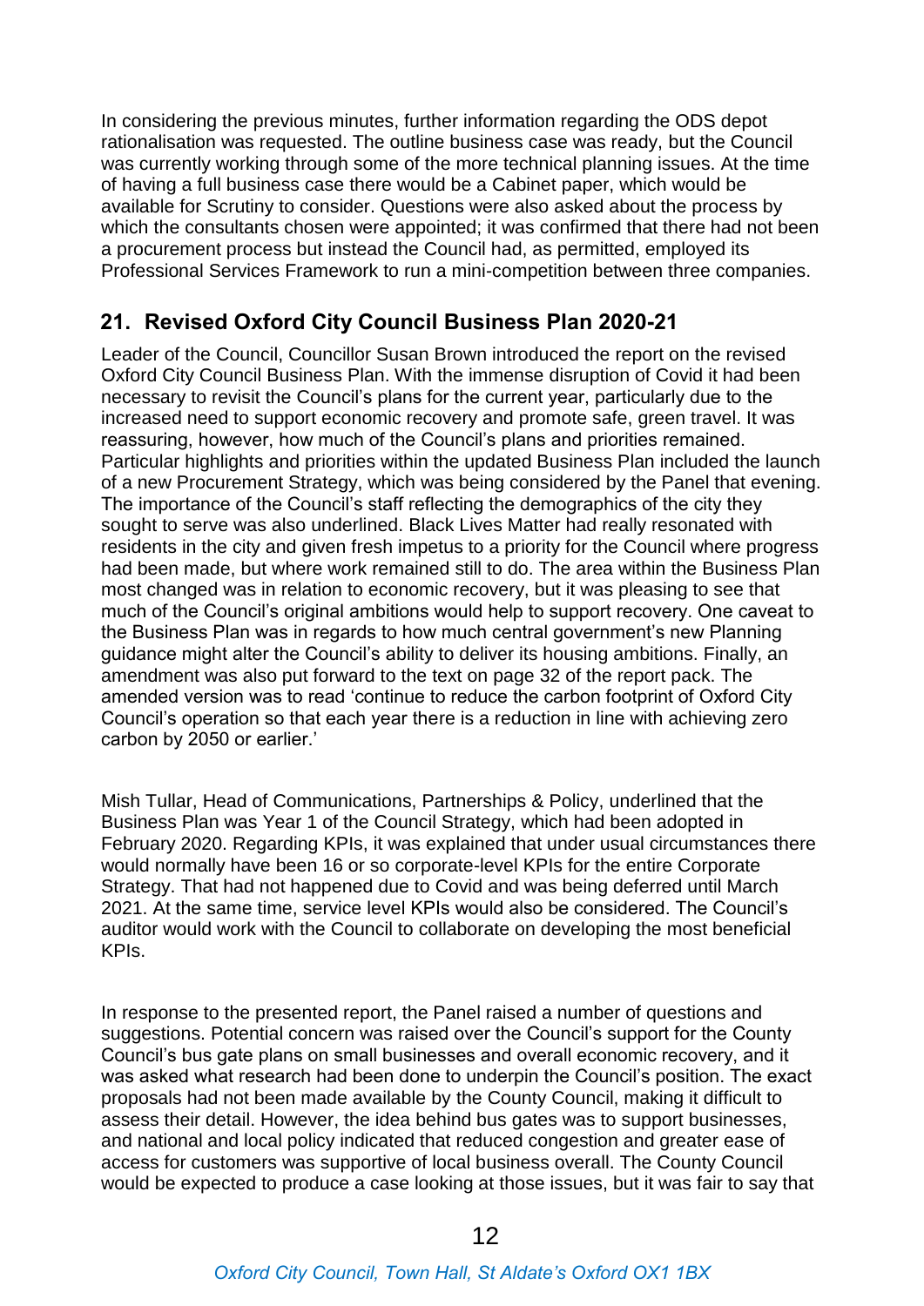In considering the previous minutes, further information regarding the ODS depot rationalisation was requested. The outline business case was ready, but the Council was currently working through some of the more technical planning issues. At the time of having a full business case there would be a Cabinet paper, which would be available for Scrutiny to consider. Questions were also asked about the process by which the consultants chosen were appointed; it was confirmed that there had not been a procurement process but instead the Council had, as permitted, employed its Professional Services Framework to run a mini-competition between three companies.

## 21. Revised Oxford City Council Business Plan 2020-21

Leader of the Council, Councillor Susan Brown introduced the report on the revised Oxford City Council Business Plan. With the immense disruption of Covid it had been necessary to revisit the Council's plans for the current year, particularly due to the increased need to support economic recovery and promote safe, green travel. It was reassuring, however, how much of the Council's plans and priorities remained. Particular highlights and priorities within the updated Business Plan included the launch of a new Procurement Strategy, which was being considered by the Panel that evening. The importance of the Council's staff reflecting the demographics of the city they sought to serve was also underlined. Black Lives Matter had really resonated with residents in the city and given fresh impetus to a priority for the Council where progress had been made, but where work remained still to do. The area within the Business Plan most changed was in relation to economic recovery, but it was pleasing to see that much of the Council's original ambitions would help to support recovery. One caveat to the Business Plan was in regards to how much central government's new Planning guidance might alter the Council's ability to deliver its housing ambitions. Finally, an amendment was also put forward to the text on page 32 of the report pack. The amended version was to read 'continue to reduce the carbon footprint of Oxford City Council's operation so that each year there is a reduction in line with achieving zero carbon by 2050 or earlier.'

Mish Tullar, Head of Communications, Partnerships & Policy, underlined that the Business Plan was Year 1 of the Council Strategy, which had been adopted in February 2020. Regarding KPIs, it was explained that under usual circumstances there would normally have been 16 or so corporate-level KPIs for the entire Corporate Strategy. That had not happened due to Covid and was being deferred until March 2021. At the same time, service level KPIs would also be considered. The Council's auditor would work with the Council to collaborate on developing the most beneficial KPIs.

In response to the presented report, the Panel raised a number of questions and suggestions. Potential concern was raised over the Council's support for the County Council's bus gate plans on small businesses and overall economic recovery, and it was asked what research had been done to underpin the Council's position. The exact proposals had not been made available by the County Council, making it difficult to assess their detail. However, the idea behind bus gates was to support businesses, and national and local policy indicated that reduced congestion and greater ease of access for customers was supportive of local business overall. The County Council would be expected to produce a case looking at those issues, but it was fair to say that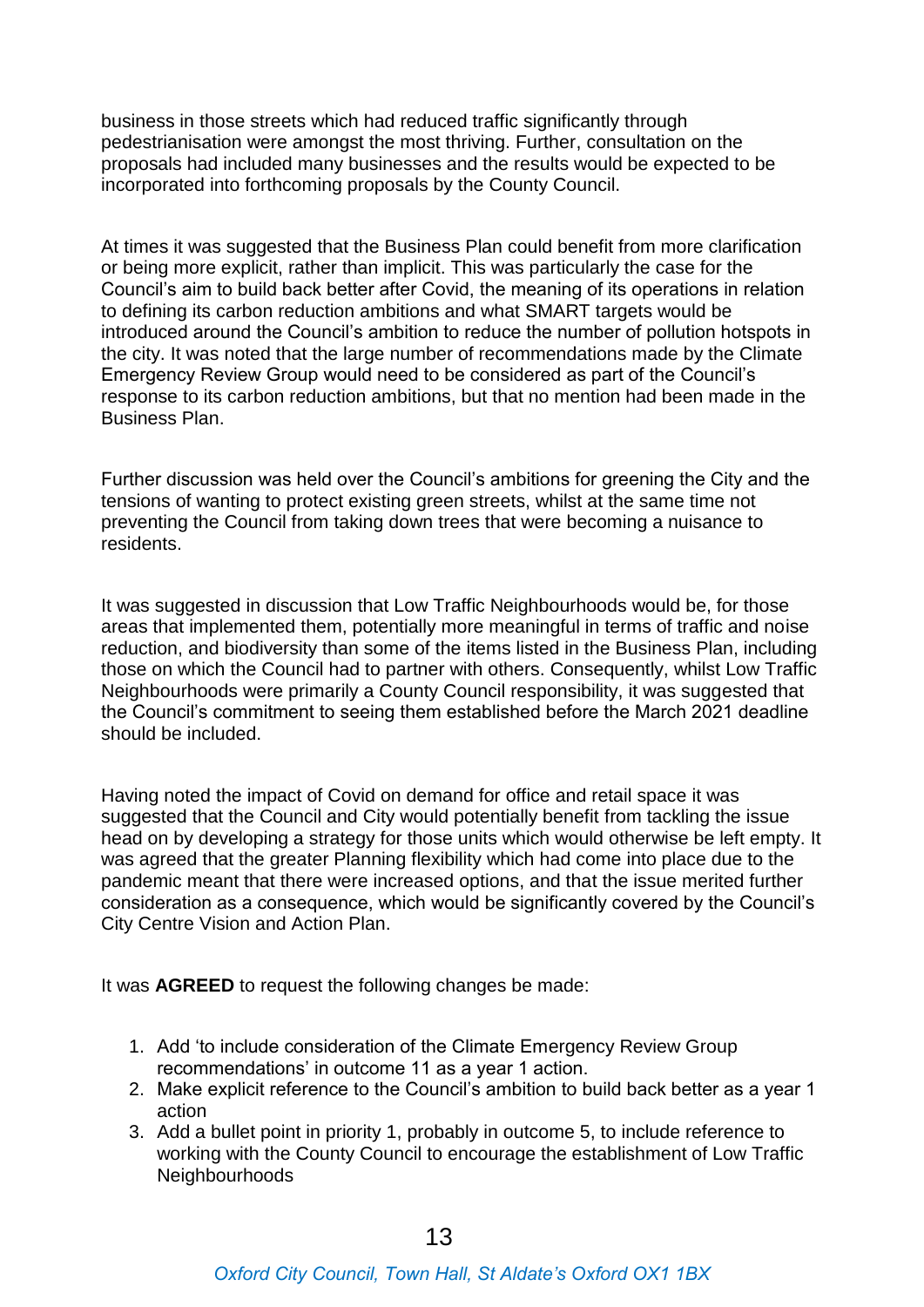business in those streets which had reduced traffic significantly through pedestrianisation were amongst the most thriving. Further, consultation on the proposals had included many businesses and the results would be expected to be incorporated into forthcoming proposals by the County Council.

At times it was suggested that the Business Plan could benefit from more clarification or being more explicit, rather than implicit. This was particularly the case for the Council's aim to build back better after Covid, the meaning of its operations in relation to defining its carbon reduction ambitions and what SMART targets would be introduced around the Council's ambition to reduce the number of pollution hotspots in the city. It was noted that the large number of recommendations made by the Climate Emergency Review Group would need to be considered as part of the Council's response to its carbon reduction ambitions, but that no mention had been made in the Business Plan.

Further discussion was held over the Council's ambitions for greening the City and the tensions of wanting to protect existing green streets, whilst at the same time not preventing the Council from taking down trees that were becoming a nuisance to residents.

It was suggested in discussion that Low Traffic Neighbourhoods would be, for those areas that implemented them, potentially more meaningful in terms of traffic and noise reduction, and biodiversity than some of the items listed in the Business Plan, including those on which the Council had to partner with others. Consequently, whilst Low Traffic Neighbourhoods were primarily a County Council responsibility, it was suggested that the Council's commitment to seeing them established before the March 2021 deadline should be included.

Having noted the impact of Covid on demand for office and retail space it was suggested that the Council and City would potentially benefit from tackling the issue head on by developing a strategy for those units which would otherwise be left empty. It was agreed that the greater Planning flexibility which had come into place due to the pandemic meant that there were increased options, and that the issue merited further consideration as a consequence, which would be significantly covered by the Council's City Centre Vision and Action Plan.

It was **AGREED** to request the following changes be made:

1. Add 'to include consideration of the Climate Emergency Review Group recommendations' in outcome 11 as a year 1 action.
2. Make explicit reference to the Council's ambition to build back better as a year 1 action
3. Add a bullet point in priority 1, probably in outcome 5, to include reference to working with the County Council to encourage the establishment of Low Traffic Neighbourhoods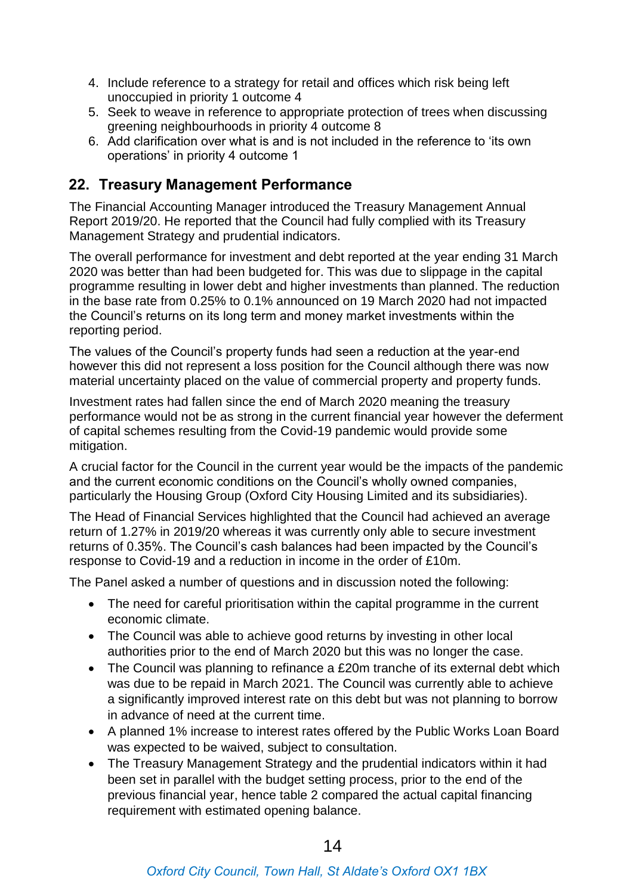4. Include reference to a strategy for retail and offices which risk being left unoccupied in priority 1 outcome 4
5. Seek to weave in reference to appropriate protection of trees when discussing greening neighbourhoods in priority 4 outcome 8
6. Add clarification over what is and is not included in the reference to 'its own operations' in priority 4 outcome 1

## 22. Treasury Management Performance

The Financial Accounting Manager introduced the Treasury Management Annual Report 2019/20. He reported that the Council had fully complied with its Treasury Management Strategy and prudential indicators.

The overall performance for investment and debt reported at the year ending 31 March 2020 was better than had been budgeted for. This was due to slippage in the capital programme resulting in lower debt and higher investments than planned. The reduction in the base rate from 0.25% to 0.1% announced on 19 March 2020 had not impacted the Council's returns on its long term and money market investments within the reporting period.

The values of the Council's property funds had seen a reduction at the year-end however this did not represent a loss position for the Council although there was now material uncertainty placed on the value of commercial property and property funds.

Investment rates had fallen since the end of March 2020 meaning the treasury performance would not be as strong in the current financial year however the deferment of capital schemes resulting from the Covid-19 pandemic would provide some mitigation.

A crucial factor for the Council in the current year would be the impacts of the pandemic and the current economic conditions on the Council's wholly owned companies, particularly the Housing Group (Oxford City Housing Limited and its subsidiaries).

The Head of Financial Services highlighted that the Council had achieved an average return of 1.27% in 2019/20 whereas it was currently only able to secure investment returns of 0.35%. The Council's cash balances had been impacted by the Council's response to Covid-19 and a reduction in income in the order of £10m.

The Panel asked a number of questions and in discussion noted the following:

- The need for careful prioritisation within the capital programme in the current economic climate.
- The Council was able to achieve good returns by investing in other local authorities prior to the end of March 2020 but this was no longer the case.
- The Council was planning to refinance a £20m tranche of its external debt which was due to be repaid in March 2021. The Council was currently able to achieve a significantly improved interest rate on this debt but was not planning to borrow in advance of need at the current time.
- A planned 1% increase to interest rates offered by the Public Works Loan Board was expected to be waived, subject to consultation.
- The Treasury Management Strategy and the prudential indicators within it had been set in parallel with the budget setting process, prior to the end of the previous financial year, hence table 2 compared the actual capital financing requirement with estimated opening balance.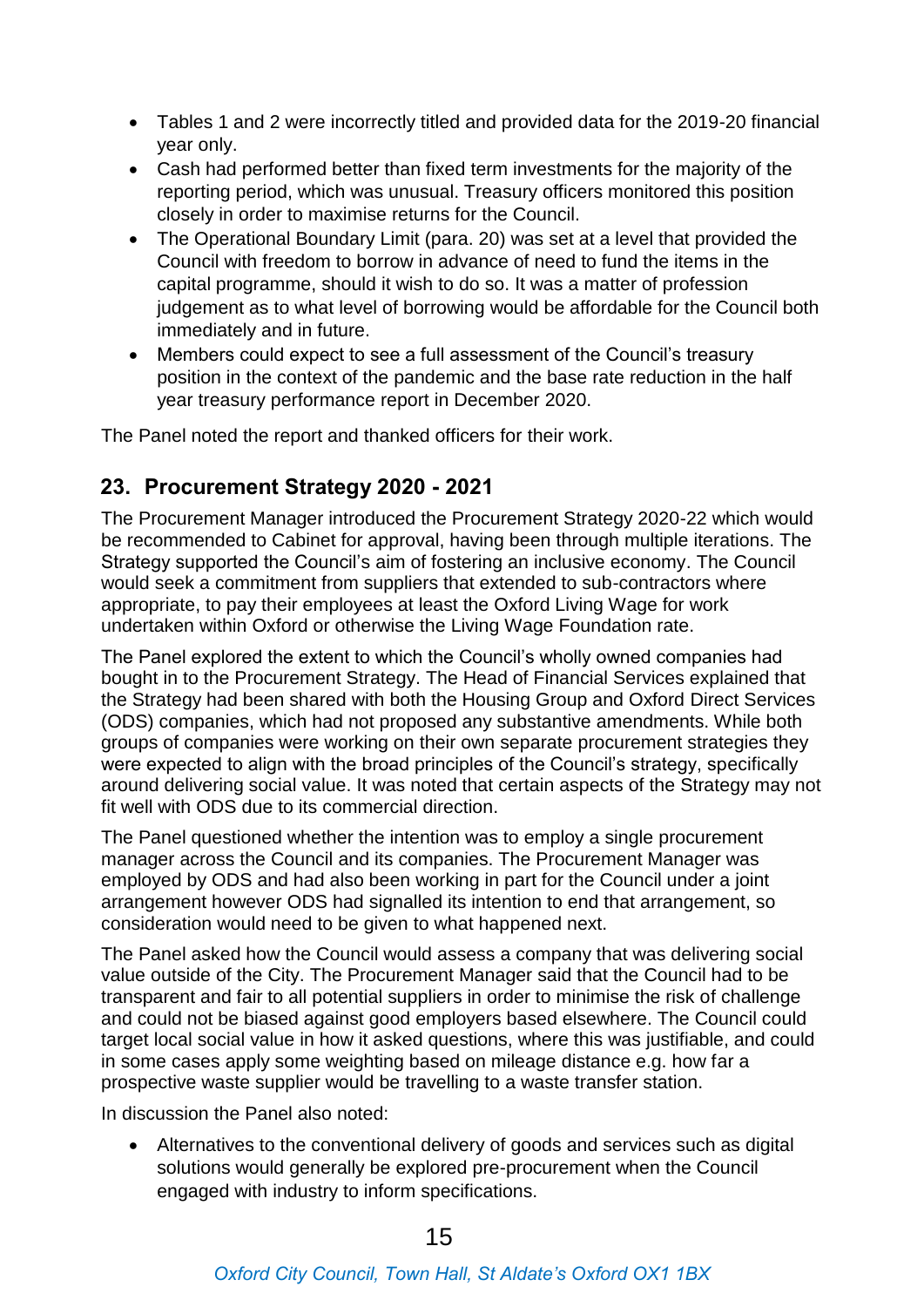- Tables 1 and 2 were incorrectly titled and provided data for the 2019-20 financial year only.
- Cash had performed better than fixed term investments for the majority of the reporting period, which was unusual. Treasury officers monitored this position closely in order to maximise returns for the Council.
- The Operational Boundary Limit (para. 20) was set at a level that provided the Council with freedom to borrow in advance of need to fund the items in the capital programme, should it wish to do so. It was a matter of profession judgement as to what level of borrowing would be affordable for the Council both immediately and in future.
- Members could expect to see a full assessment of the Council's treasury position in the context of the pandemic and the base rate reduction in the half year treasury performance report in December 2020.

The Panel noted the report and thanked officers for their work.

## 23. Procurement Strategy 2020 - 2021

The Procurement Manager introduced the Procurement Strategy 2020-22 which would be recommended to Cabinet for approval, having been through multiple iterations. The Strategy supported the Council's aim of fostering an inclusive economy. The Council would seek a commitment from suppliers that extended to sub-contractors where appropriate, to pay their employees at least the Oxford Living Wage for work undertaken within Oxford or otherwise the Living Wage Foundation rate.

The Panel explored the extent to which the Council's wholly owned companies had bought in to the Procurement Strategy. The Head of Financial Services explained that the Strategy had been shared with both the Housing Group and Oxford Direct Services (ODS) companies, which had not proposed any substantive amendments. While both groups of companies were working on their own separate procurement strategies they were expected to align with the broad principles of the Council's strategy, specifically around delivering social value. It was noted that certain aspects of the Strategy may not fit well with ODS due to its commercial direction.

The Panel questioned whether the intention was to employ a single procurement manager across the Council and its companies. The Procurement Manager was employed by ODS and had also been working in part for the Council under a joint arrangement however ODS had signalled its intention to end that arrangement, so consideration would need to be given to what happened next.

The Panel asked how the Council would assess a company that was delivering social value outside of the City. The Procurement Manager said that the Council had to be transparent and fair to all potential suppliers in order to minimise the risk of challenge and could not be biased against good employers based elsewhere. The Council could target local social value in how it asked questions, where this was justifiable, and could in some cases apply some weighting based on mileage distance e.g. how far a prospective waste supplier would be travelling to a waste transfer station.

In discussion the Panel also noted:

- Alternatives to the conventional delivery of goods and services such as digital solutions would generally be explored pre-procurement when the Council engaged with industry to inform specifications.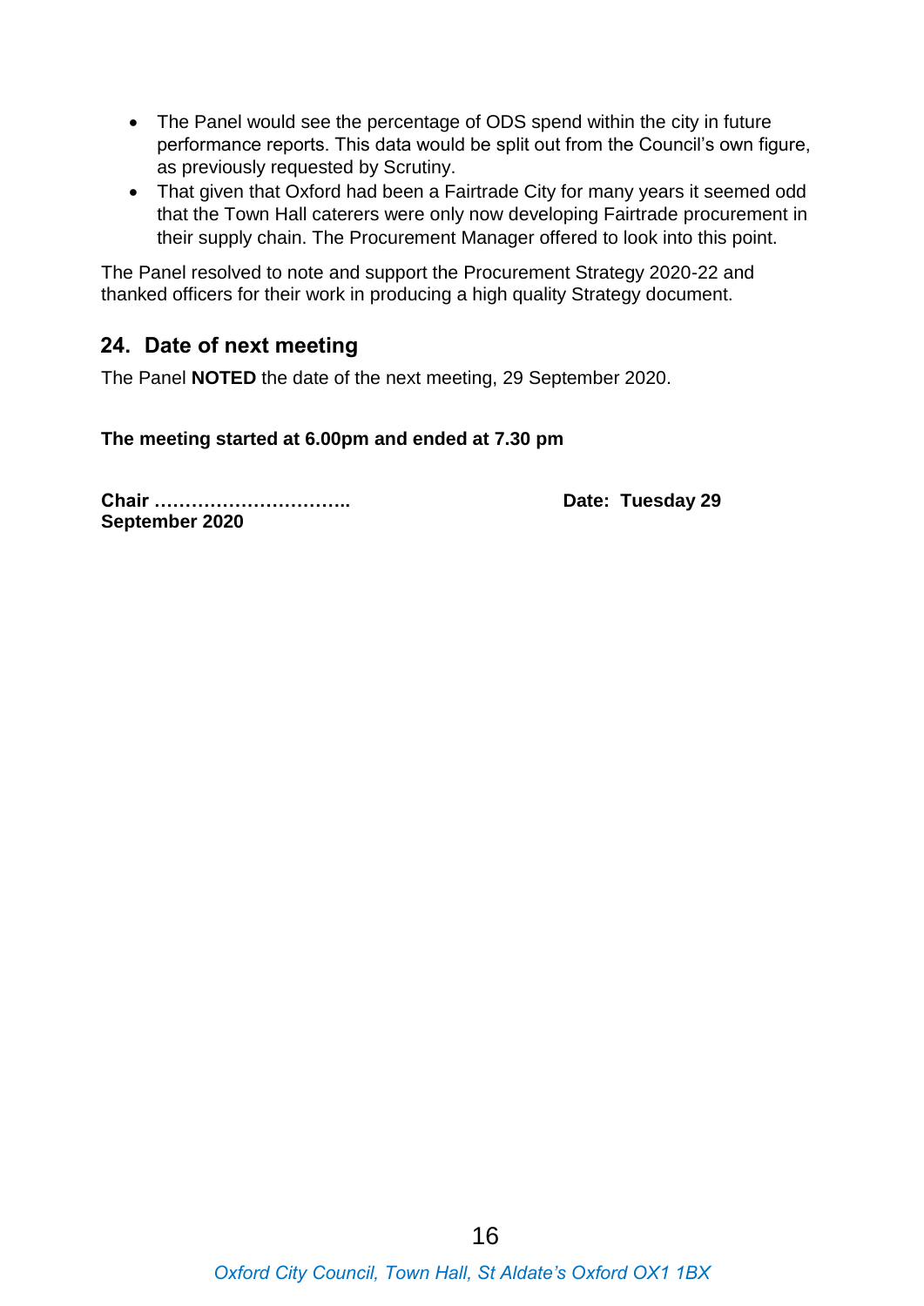- The Panel would see the percentage of ODS spend within the city in future performance reports. This data would be split out from the Council's own figure, as previously requested by Scrutiny.
- That given that Oxford had been a Fairtrade City for many years it seemed odd that the Town Hall caterers were only now developing Fairtrade procurement in their supply chain. The Procurement Manager offered to look into this point.

The Panel resolved to note and support the Procurement Strategy 2020-22 and thanked officers for their work in producing a high quality Strategy document.

## 24. Date of next meeting

The Panel **NOTED** the date of the next meeting, 29 September 2020.

**The meeting started at 6.00pm and ended at 7.30 pm**

**Chair …………………………..** **Date: Tuesday 29 September 2020**